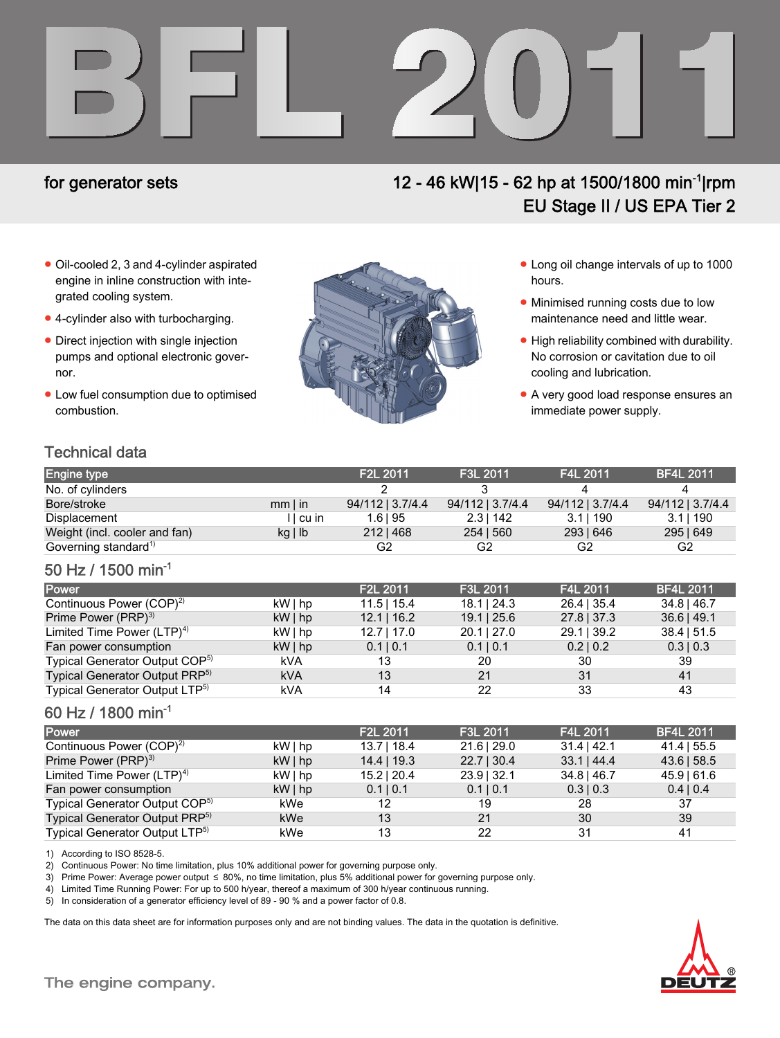# BFL 2011

## for generator sets

**12 - 46 kW|15 - 62 hp at 1500/1800 $min^{-1}$|rpm**
**EU Stage II / US EPA Tier 2**

- Oil-cooled 2, 3 and 4-cylinder aspirated engine in inline construction with integrated cooling system.
- 4-cylinder also with turbocharging.
- Direct injection with single injection pumps and optional electronic governor.
- Low fuel consumption due to optimised combustion.
- Long oil change intervals of up to 1000 hours.
- Minimised running costs due to low maintenance need and little wear.
- High reliability combined with durability. No corrosion or cavitation due to oil cooling and lubrication.
- A very good load response ensures an immediate power supply.

## Technical data

| Engine type | | F2L 2011 | F3L 2011 | F4L 2011 | BF4L 2011 |
|---|---|---|---|---|---|
| No. of cylinders | | 2 | 3 | 4 | 4 |
| Bore/stroke | mm \| in | 94/112 \| 3.7/4.4 | 94/112 \| 3.7/4.4 | 94/112 \| 3.7/4.4 | 94/112 \| 3.7/4.4 |
| Displacement | l \| cu in | 1.6 \| 95 | 2.3 \| 142 | 3.1 \| 190 | 3.1 \| 190 |
| Weight (incl. cooler and fan) | kg \| lb | 212 \| 468 | 254 \| 560 | 293 \| 646 | 295 \| 649 |
| Governing standard[1] | | G2 | G2 | G2 | G2 |

## 50 Hz / 1500 $min^{-1}$

| Power | | F2L 2011 | F3L 2011 | F4L 2011 | BF4L 2011 |
|---|---|---|---|---|---|
| Continuous Power (COP)[2] | kW \| hp | 11.5 \| 15.4 | 18.1 \| 24.3 | 26.4 \| 35.4 | 34.8 \| 46.7 |
| Prime Power (PRP)[3] | kW \| hp | 12.1 \| 16.2 | 19.1 \| 25.6 | 27.8 \| 37.3 | 36.6 \| 49.1 |
| Limited Time Power (LTP)[4] | kW \| hp | 12.7 \| 17.0 | 20.1 \| 27.0 | 29.1 \| 39.2 | 38.4 \| 51.5 |
| Fan power consumption | kW \| hp | 0.1 \| 0.1 | 0.1 \| 0.1 | 0.2 \| 0.2 | 0.3 \| 0.3 |
| Typical Generator Output COP[5] | kVA | 13 | 20 | 30 | 39 |
| Typical Generator Output PRP[5] | kVA | 13 | 21 | 31 | 41 |
| Typical Generator Output LTP[5] | kVA | 14 | 22 | 33 | 43 |

## 60 Hz / 1800 $min^{-1}$

| Power | | F2L 2011 | F3L 2011 | F4L 2011 | BF4L 2011 |
|---|---|---|---|---|---|
| Continuous Power (COP)[2] | kW \| hp | 13.7 \| 18.4 | 21.6 \| 29.0 | 31.4 \| 42.1 | 41.4 \| 55.5 |
| Prime Power (PRP)[3] | kW \| hp | 14.4 \| 19.3 | 22.7 \| 30.4 | 33.1 \| 44.4 | 43.6 \| 58.5 |
| Limited Time Power (LTP)[4] | kW \| hp | 15.2 \| 20.4 | 23.9 \| 32.1 | 34.8 \| 46.7 | 45.9 \| 61.6 |
| Fan power consumption | kW \| hp | 0.1 \| 0.1 | 0.1 \| 0.1 | 0.3 \| 0.3 | 0.4 \| 0.4 |
| Typical Generator Output COP[5] | kWe | 12 | 19 | 28 | 37 |
| Typical Generator Output PRP[5] | kWe | 13 | 21 | 30 | 39 |
| Typical Generator Output LTP[5] | kWe | 13 | 22 | 31 | 41 |

1) According to ISO 8528-5.
2) Continuous Power: No time limitation, plus 10% additional power for governing purpose only.
3) Prime Power: Average power output ≤ 80%, no time limitation, plus 5% additional power for governing purpose only.
4) Limited Time Running Power: For up to 500 h/year, thereof a maximum of 300 h/year continuous running.
5) In consideration of a generator efficiency level of 89 - 90 % and a power factor of 0.8.

The data on this data sheet are for information purposes only and are not binding values. The data in the quotation is definitive.

The engine company.

DEUTZ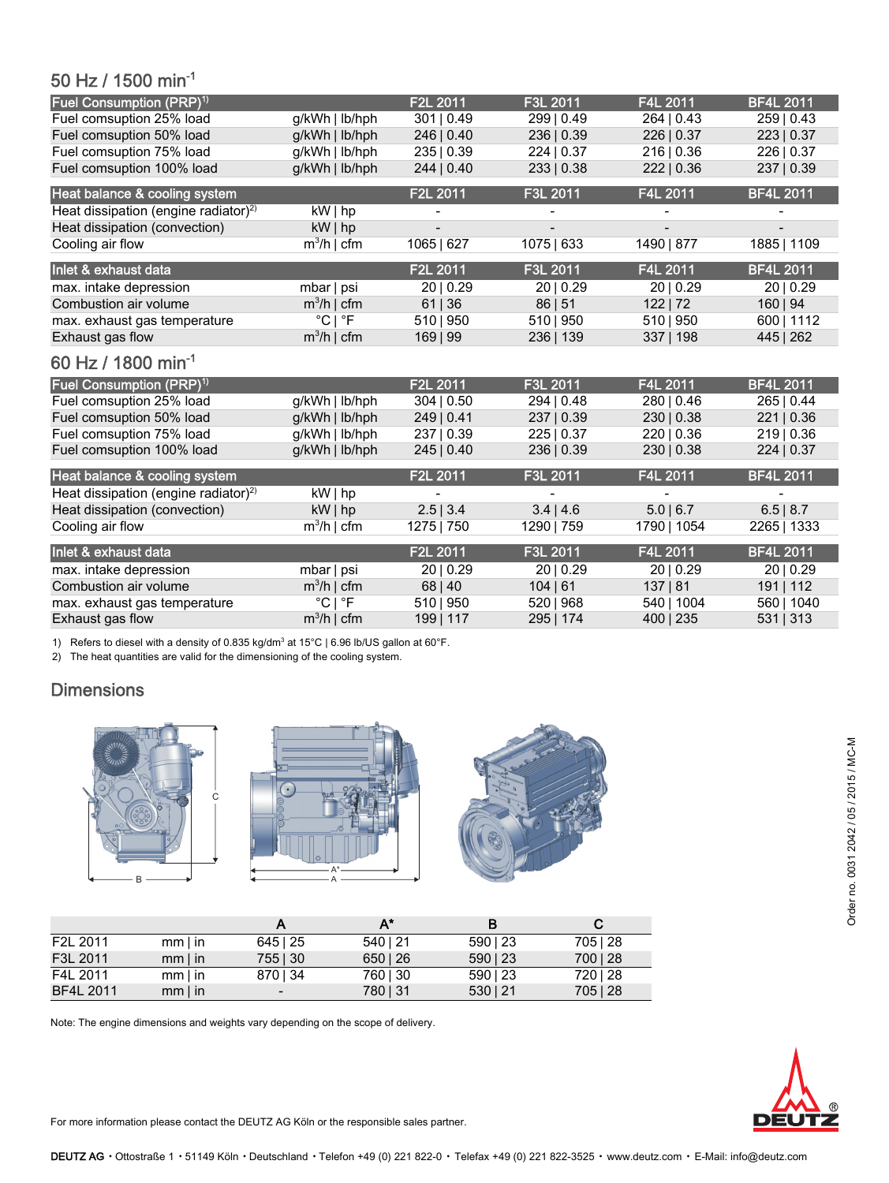## 50 Hz / 1500 min$^{-1}$

| Fuel Consumption (PRP)[1] | | F2L 2011 | F3L 2011 | F4L 2011 | BF4L 2011 |
|---|---|---|---|---|---|
| Fuel comsuption 25% load | g/kWh \| lb/hph | 301 \| 0.49 | 299 \| 0.49 | 264 \| 0.43 | 259 \| 0.43 |
| Fuel comsuption 50% load | g/kWh \| lb/hph | 246 \| 0.40 | 236 \| 0.39 | 226 \| 0.37 | 223 \| 0.37 |
| Fuel comsuption 75% load | g/kWh \| lb/hph | 235 \| 0.39 | 224 \| 0.37 | 216 \| 0.36 | 226 \| 0.37 |
| Fuel comsuption 100% load | g/kWh \| lb/hph | 244 \| 0.40 | 233 \| 0.38 | 222 \| 0.36 | 237 \| 0.39 |

| Heat balance & cooling system | | F2L 2011 | F3L 2011 | F4L 2011 | BF4L 2011 |
|---|---|---|---|---|---|
| Heat dissipation (engine radiator)[2] | kW \| hp | - | - | - | - |
| Heat dissipation (convection) | kW \| hp | - | - | - | - |
| Cooling air flow | m$^3$/h \| cfm | 1065 \| 627 | 1075 \| 633 | 1490 \| 877 | 1885 \| 1109 |

| Inlet & exhaust data | | F2L 2011 | F3L 2011 | F4L 2011 | BF4L 2011 |
|---|---|---|---|---|---|
| max. intake depression | mbar \| psi | 20 \| 0.29 | 20 \| 0.29 | 20 \| 0.29 | 20 \| 0.29 |
| Combustion air volume | m$^3$/h \| cfm | 61 \| 36 | 86 \| 51 | 122 \| 72 | 160 \| 94 |
| max. exhaust gas temperature | °C \| °F | 510 \| 950 | 510 \| 950 | 510 \| 950 | 600 \| 1112 |
| Exhaust gas flow | m$^3$/h \| cfm | 169 \| 99 | 236 \| 139 | 337 \| 198 | 445 \| 262 |

## 60 Hz / 1800 min$^{-1}$

| Fuel Consumption (PRP)[1] | | F2L 2011 | F3L 2011 | F4L 2011 | BF4L 2011 |
|---|---|---|---|---|---|
| Fuel comsuption 25% load | g/kWh \| lb/hph | 304 \| 0.50 | 294 \| 0.48 | 280 \| 0.46 | 265 \| 0.44 |
| Fuel comsuption 50% load | g/kWh \| lb/hph | 249 \| 0.41 | 237 \| 0.39 | 230 \| 0.38 | 221 \| 0.36 |
| Fuel comsuption 75% load | g/kWh \| lb/hph | 237 \| 0.39 | 225 \| 0.37 | 220 \| 0.36 | 219 \| 0.36 |
| Fuel comsuption 100% load | g/kWh \| lb/hph | 245 \| 0.40 | 236 \| 0.39 | 230 \| 0.38 | 224 \| 0.37 |

| Heat balance & cooling system | | F2L 2011 | F3L 2011 | F4L 2011 | BF4L 2011 |
|---|---|---|---|---|---|
| Heat dissipation (engine radiator)[2] | kW \| hp | - | - | - | - |
| Heat dissipation (convection) | kW \| hp | 2.5 \| 3.4 | 3.4 \| 4.6 | 5.0 \| 6.7 | 6.5 \| 8.7 |
| Cooling air flow | m$^3$/h \| cfm | 1275 \| 750 | 1290 \| 759 | 1790 \| 1054 | 2265 \| 1333 |

| Inlet & exhaust data | | F2L 2011 | F3L 2011 | F4L 2011 | BF4L 2011 |
|---|---|---|---|---|---|
| max. intake depression | mbar \| psi | 20 \| 0.29 | 20 \| 0.29 | 20 \| 0.29 | 20 \| 0.29 |
| Combustion air volume | m$^3$/h \| cfm | 68 \| 40 | 104 \| 61 | 137 \| 81 | 191 \| 112 |
| max. exhaust gas temperature | °C \| °F | 510 \| 950 | 520 \| 968 | 540 \| 1004 | 560 \| 1040 |
| Exhaust gas flow | m$^3$/h \| cfm | 199 \| 117 | 295 \| 174 | 400 \| 235 | 531 \| 313 |

1) Refers to diesel with a density of 0.835 kg/dm$^3$ at 15°C | 6.96 lb/US gallon at 60°F.
2) The heat quantities are valid for the dimensioning of the cooling system.

## Dimensions

B
C
A*
A

| | | A | A* | B | C |
|---|---|---|---|---|---|
| F2L 2011 | mm \| in | 645 \| 25 | 540 \| 21 | 590 \| 23 | 705 \| 28 |
| F3L 2011 | mm \| in | 755 \| 30 | 650 \| 26 | 590 \| 23 | 700 \| 28 |
| F4L 2011 | mm \| in | 870 \| 34 | 760 \| 30 | 590 \| 23 | 720 \| 28 |
| BF4L 2011 | mm \| in | - | 780 \| 31 | 530 \| 21 | 705 \| 28 |

Note: The engine dimensions and weights vary depending on the scope of delivery.

Order no. 0031 2042 / 05 / 2015 / MC-M

For more information please contact the DEUTZ AG Köln or the responsible sales partner.

DEUTZ

**DEUTZ AG** • Ottostraße 1 • 51149 Köln • Deutschland • Telefon +49 (0) 221 822-0 • Telefax +49 (0) 221 822-3525 • www.deutz.com • E-Mail: info@deutz.com